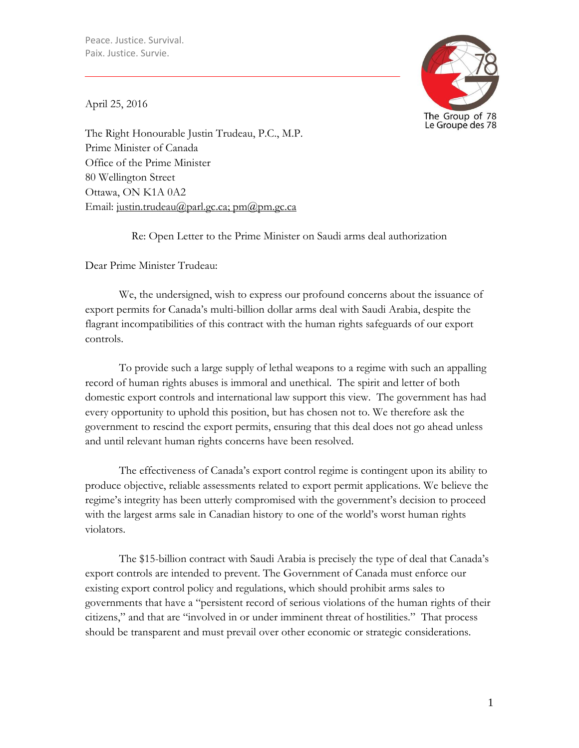Peace. Justice. Survival.
Paix. Justice. Survie.

The Group of 78
Le Groupe des 78

April 25, 2016

The Right Honourable Justin Trudeau, P.C., M.P.
Prime Minister of Canada
Office of the Prime Minister
80 Wellington Street
Ottawa, ON K1A 0A2
Email: justin.trudeau@parl.gc.ca; pm@pm.gc.ca

Re: Open Letter to the Prime Minister on Saudi arms deal authorization

Dear Prime Minister Trudeau:

We, the undersigned, wish to express our profound concerns about the issuance of export permits for Canada's multi-billion dollar arms deal with Saudi Arabia, despite the flagrant incompatibilities of this contract with the human rights safeguards of our export controls.

To provide such a large supply of lethal weapons to a regime with such an appalling record of human rights abuses is immoral and unethical. The spirit and letter of both domestic export controls and international law support this view. The government has had every opportunity to uphold this position, but has chosen not to. We therefore ask the government to rescind the export permits, ensuring that this deal does not go ahead unless and until relevant human rights concerns have been resolved.

The effectiveness of Canada's export control regime is contingent upon its ability to produce objective, reliable assessments related to export permit applications. We believe the regime's integrity has been utterly compromised with the government's decision to proceed with the largest arms sale in Canadian history to one of the world's worst human rights violators.

The $15-billion contract with Saudi Arabia is precisely the type of deal that Canada's export controls are intended to prevent. The Government of Canada must enforce our existing export control policy and regulations, which should prohibit arms sales to governments that have a "persistent record of serious violations of the human rights of their citizens," and that are "involved in or under imminent threat of hostilities." That process should be transparent and must prevail over other economic or strategic considerations.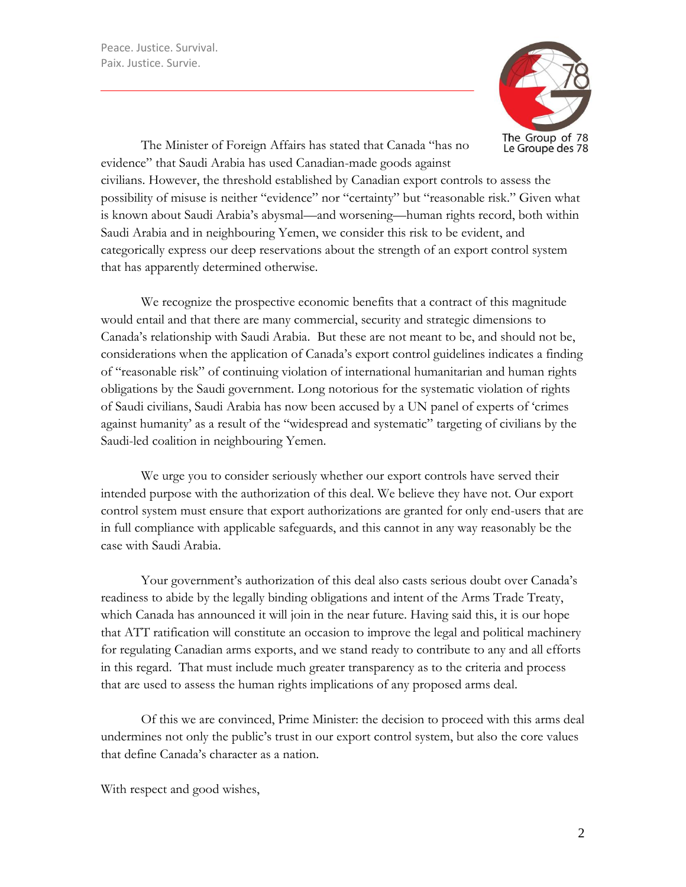The Minister of Foreign Affairs has stated that Canada "has no evidence" that Saudi Arabia has used Canadian-made goods against civilians. However, the threshold established by Canadian export controls to assess the possibility of misuse is neither "evidence" nor "certainty" but "reasonable risk." Given what is known about Saudi Arabia's abysmal—and worsening—human rights record, both within Saudi Arabia and in neighbouring Yemen, we consider this risk to be evident, and categorically express our deep reservations about the strength of an export control system that has apparently determined otherwise.

We recognize the prospective economic benefits that a contract of this magnitude would entail and that there are many commercial, security and strategic dimensions to Canada's relationship with Saudi Arabia. But these are not meant to be, and should not be, considerations when the application of Canada's export control guidelines indicates a finding of "reasonable risk" of continuing violation of international humanitarian and human rights obligations by the Saudi government. Long notorious for the systematic violation of rights of Saudi civilians, Saudi Arabia has now been accused by a UN panel of experts of 'crimes against humanity' as a result of the "widespread and systematic" targeting of civilians by the Saudi-led coalition in neighbouring Yemen.

We urge you to consider seriously whether our export controls have served their intended purpose with the authorization of this deal. We believe they have not. Our export control system must ensure that export authorizations are granted for only end-users that are in full compliance with applicable safeguards, and this cannot in any way reasonably be the case with Saudi Arabia.

Your government's authorization of this deal also casts serious doubt over Canada's readiness to abide by the legally binding obligations and intent of the Arms Trade Treaty, which Canada has announced it will join in the near future. Having said this, it is our hope that ATT ratification will constitute an occasion to improve the legal and political machinery for regulating Canadian arms exports, and we stand ready to contribute to any and all efforts in this regard. That must include much greater transparency as to the criteria and process that are used to assess the human rights implications of any proposed arms deal.

Of this we are convinced, Prime Minister: the decision to proceed with this arms deal undermines not only the public's trust in our export control system, but also the core values that define Canada's character as a nation.

With respect and good wishes,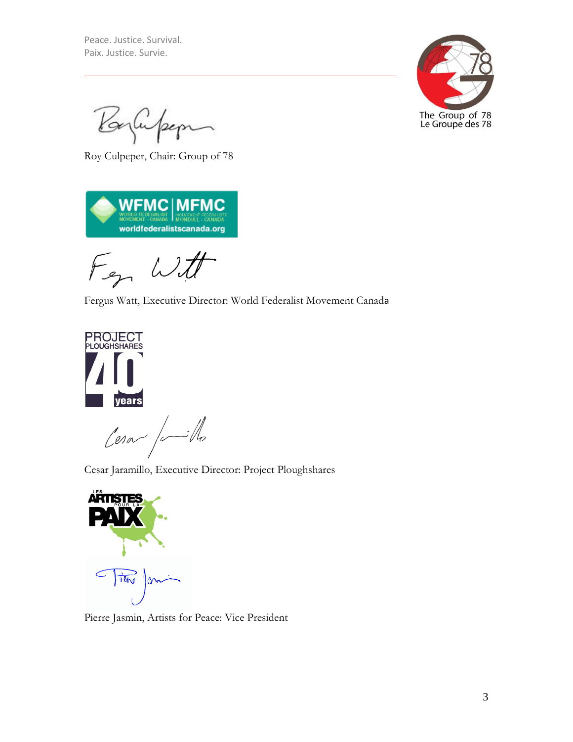Roy Culpeper, Chair: Group of 78

Fergus Watt, Executive Director: World Federalist Movement Canada

Cesar Jaramillo, Executive Director: Project Ploughshares

Pierre Jasmin, Artists for Peace: Vice President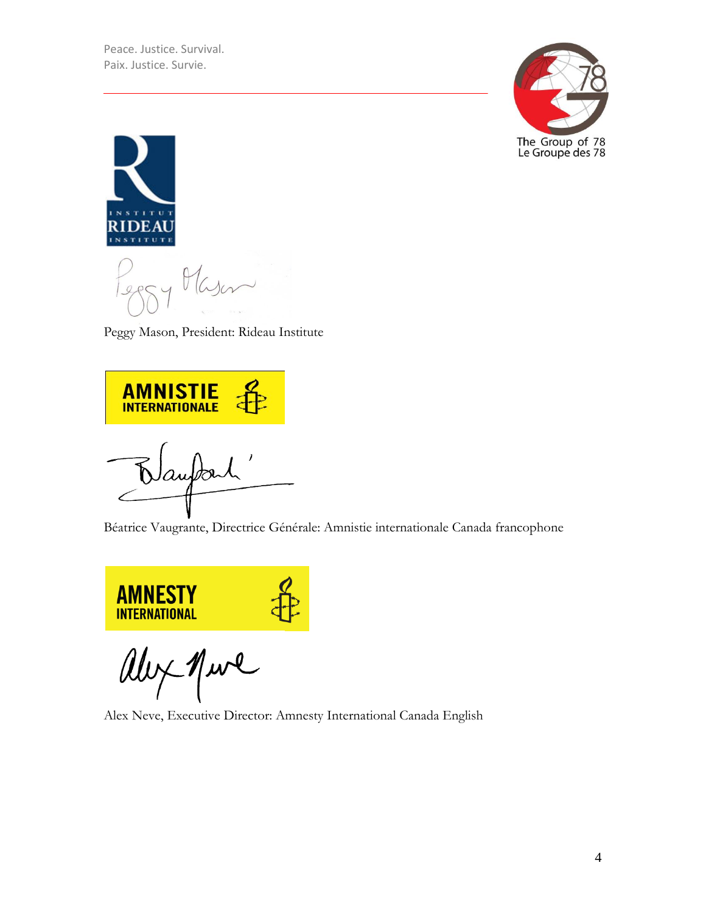Peggy Mason, President: Rideau Institute

Béatrice Vaugrante, Directrice Générale: Amnistie internationale Canada francophone

Alex Neve, Executive Director: Amnesty International Canada English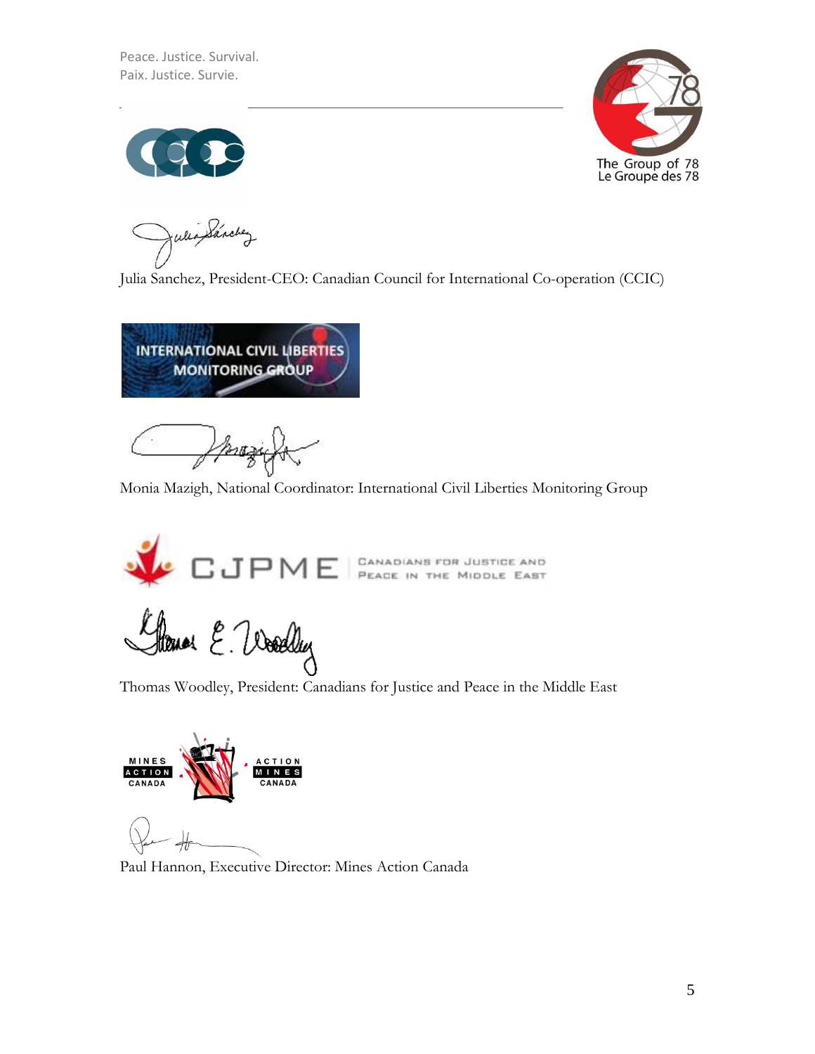Julia Sanchez, President-CEO: Canadian Council for International Co-operation (CCIC)

Monia Mazigh, National Coordinator: International Civil Liberties Monitoring Group

Thomas Woodley, President: Canadians for Justice and Peace in the Middle East

Paul Hannon, Executive Director: Mines Action Canada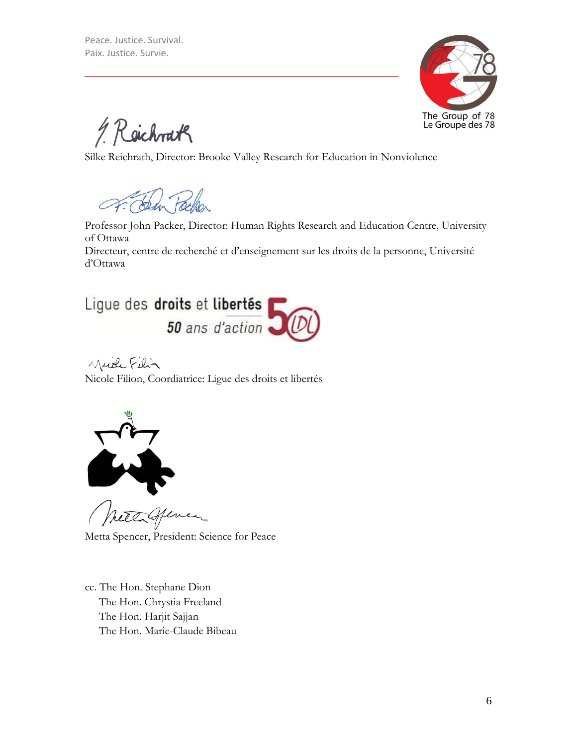Silke Reichrath, Director: Brooke Valley Research for Education in Nonviolence

Professor John Packer, Director: Human Rights Research and Education Centre, University of Ottawa
Directeur, centre de recherché et d'enseignement sur les droits de la personne, Université d'Ottawa

Ligue des **droits** et **libertés**
***50** ans d'action*

Nicole Filion, Coordiatrice: Ligue des droits et libertés

Metta Spencer, President: Science for Peace

cc. The Hon. Stephane Dion
The Hon. Chrystia Freeland
The Hon. Harjit Sajjan
The Hon. Marie-Claude Bibeau